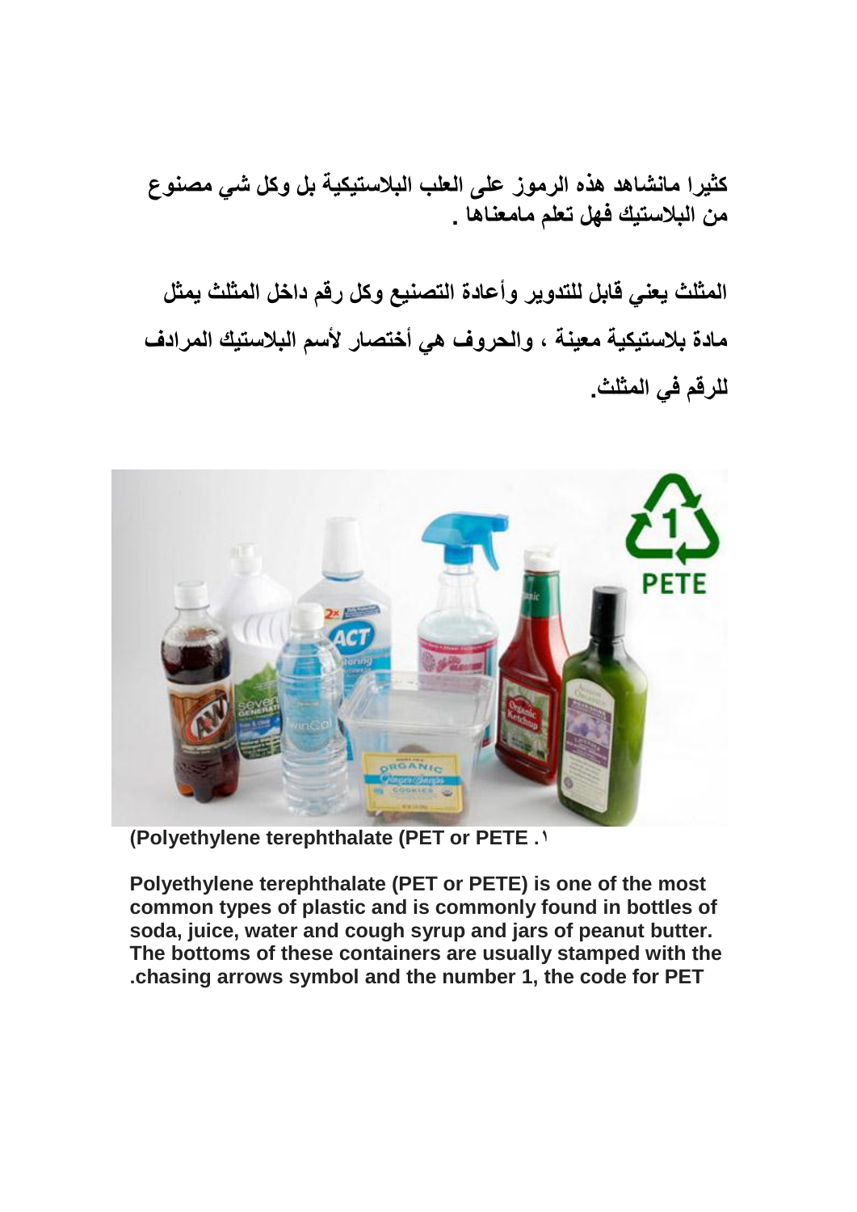**كثيرا مانشاهد هذه الرموز على العلب البلاستيكية بل وكل شي مصنوع من البلاستيك فهل تعلم مامعناها .**

**المثلث يعني قابل للتدوير وأعادة التصنيع وكل رقم داخل المثلث يمثل مادة بلاستيكية معينة ، والحروف هي أختصار لأسم البلاستيك المرادف للرقم في المثلث.**

**(Polyethylene terephthalate (PET or PETE .١**

**Polyethylene terephthalate (PET or PETE) is one of the most common types of plastic and is commonly found in bottles of soda, juice, water and cough syrup and jars of peanut butter. The bottoms of these containers are usually stamped with the .chasing arrows symbol and the number 1, the code for PET**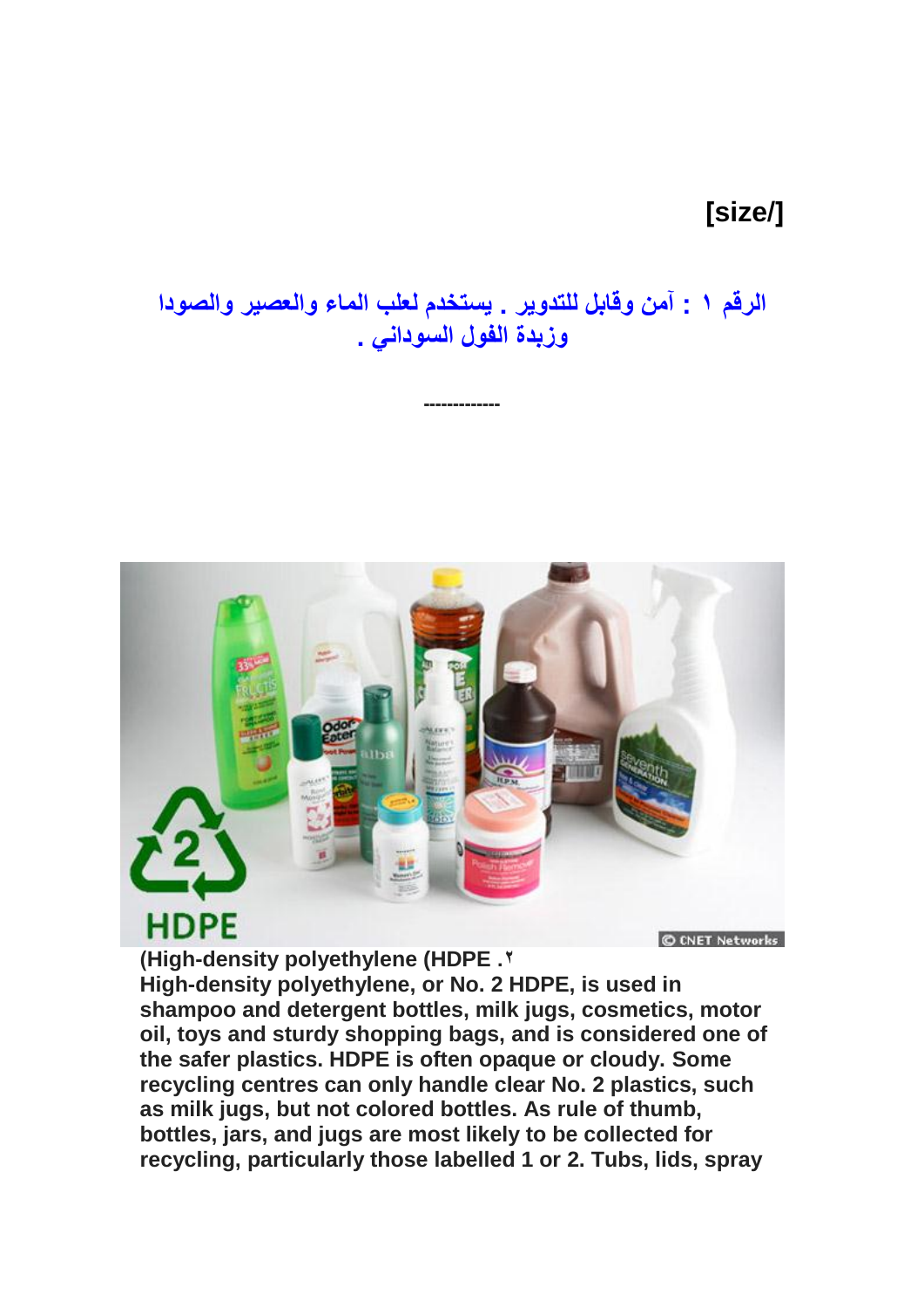[size/]

**الرقم ١ : آمن وقابل للتدوير . يستخدم لعلب الماء والعصير والصودا وزبدة الفول السوداني .**

-------------

**(High-density polyethylene (HDPE .٢**

**High-density polyethylene, or No. 2 HDPE, is used in shampoo and detergent bottles, milk jugs, cosmetics, motor oil, toys and sturdy shopping bags, and is considered one of the safer plastics. HDPE is often opaque or cloudy. Some recycling centres can only handle clear No. 2 plastics, such as milk jugs, but not colored bottles. As rule of thumb, bottles, jars, and jugs are most likely to be collected for recycling, particularly those labelled 1 or 2. Tubs, lids, spray**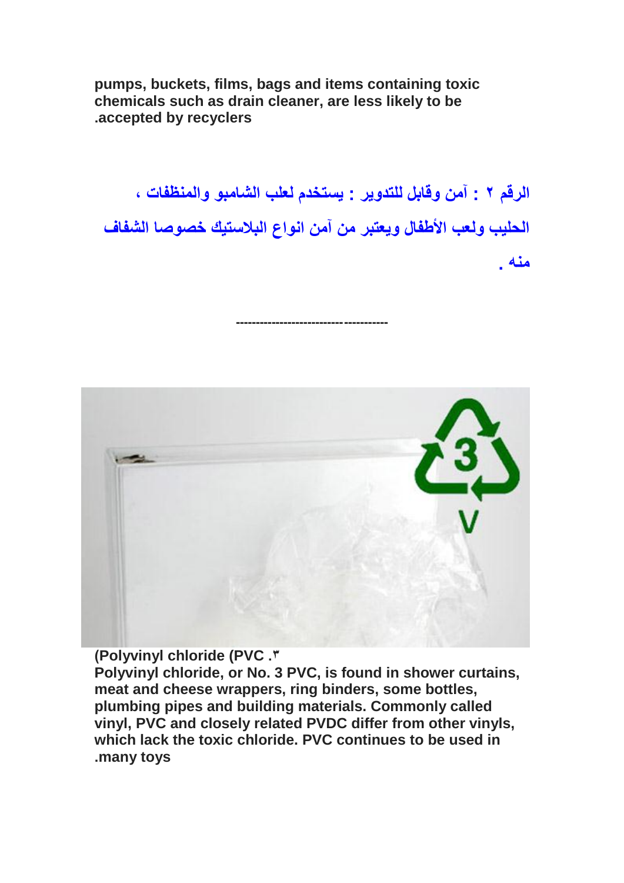pumps, buckets, films, bags and items containing toxic chemicals such as drain cleaner, are less likely to be accepted by recyclers.

**الرقم ٢ : آمن وقابل للتدوير : يستخدم لعلب الشامبو والمنظفات ، الحليب ولعب الأطفال ويعتبر من آمن انواع البلاستيك خصوصا الشفاف منه .**

-------------------------------------

**٣. (Polyvinyl chloride (PVC**

Polyvinyl chloride, or No. 3 PVC, is found in shower curtains, meat and cheese wrappers, ring binders, some bottles, plumbing pipes and building materials. Commonly called vinyl, PVC and closely related PVDC differ from other vinyls, which lack the toxic chloride. PVC continues to be used in many toys.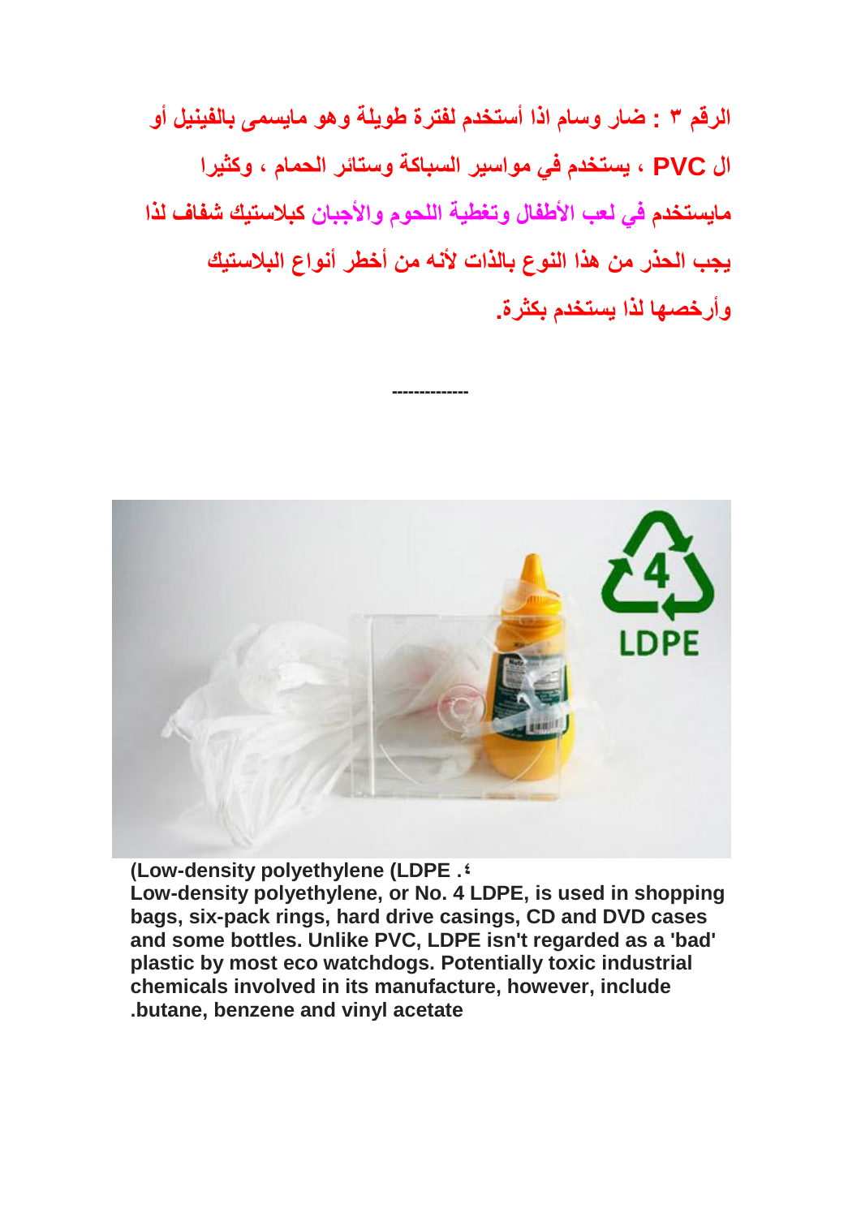الرقم ٣ : ضار وسام اذا أستخدم لفترة طويلة وهو مايسمى بالفينيل أو ال PVC ، يستخدم في مواسير السباكة وستائر الحمام ، وكثيرا مايستخدم في لعب الأطفال وتغطية اللحوم والأجبان كبلاستيك شفاف لذا يجب الحذر من هذا النوع بالذات لأنه من أخطر أنواع البلاستيك وأرخصها لذا يستخدم بكثرة.

-------------

**٤. (Low-density polyethylene (LDPE**

**Low-density polyethylene, or No. 4 LDPE, is used in shopping bags, six-pack rings, hard drive casings, CD and DVD cases and some bottles. Unlike PVC, LDPE isn't regarded as a 'bad' plastic by most eco watchdogs. Potentially toxic industrial chemicals involved in its manufacture, however, include butane, benzene and vinyl acetate.**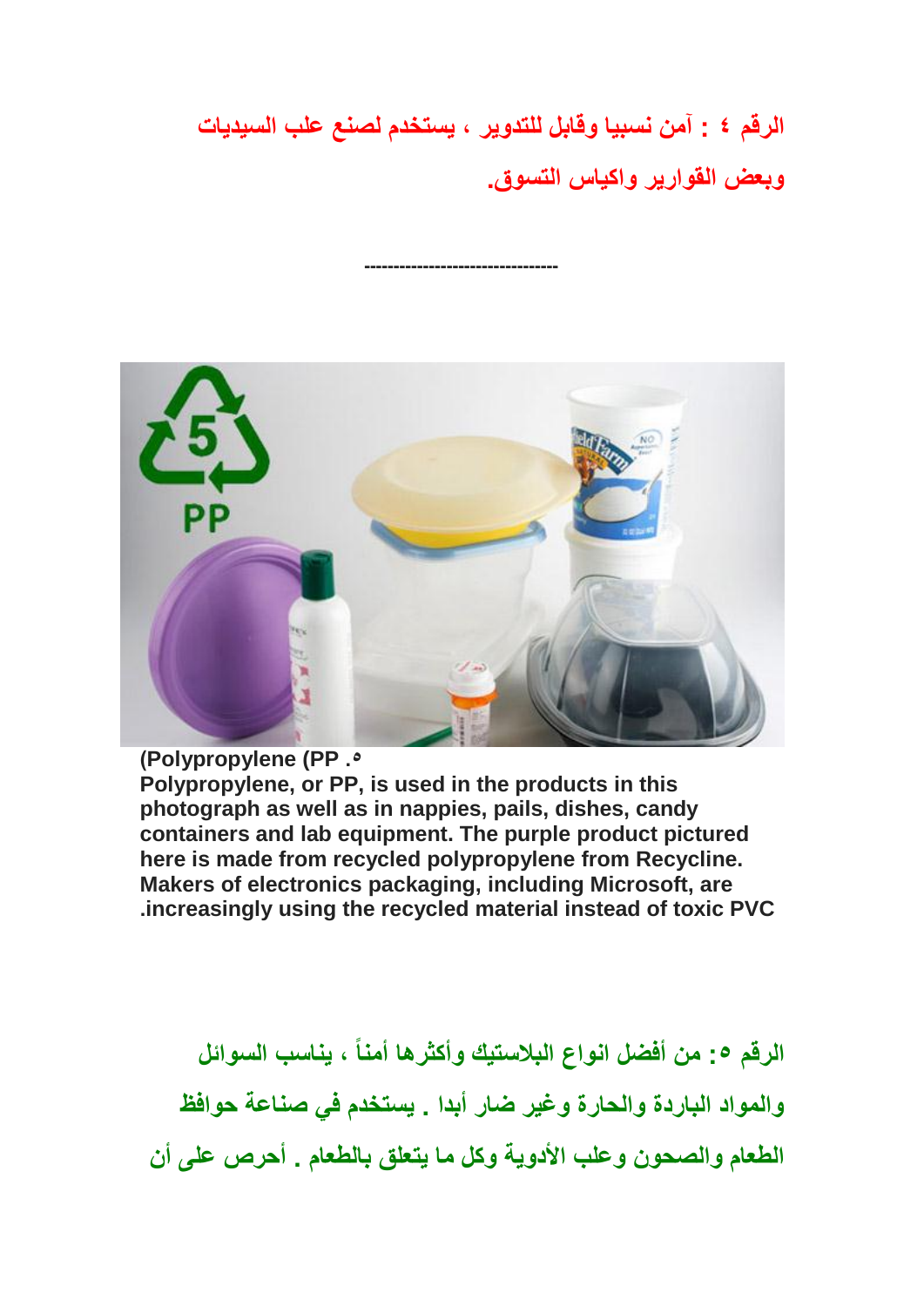**الرقم ٤ : آمن نسبيا وقابل للتدوير ، يستخدم لصنع علب السيديات وبعض القوارير واكياس التسوق.**

--------------------------------

**٥. (Polypropylene (PP**

**Polypropylene, or PP, is used in the products in this photograph as well as in nappies, pails, dishes, candy containers and lab equipment. The purple product pictured here is made from recycled polypropylene from Recycline. Makers of electronics packaging, including Microsoft, are increasingly using the recycled material instead of toxic PVC.**

**الرقم ٥: من أفضل انواع البلاستيك وأكثرها أمناً ، يناسب السوائل والمواد الباردة والحارة وغير ضار أبدا . يستخدم في صناعة حوافظ الطعام والصحون وعلب الأدوية وكل ما يتعلق بالطعام . أحرص على أن**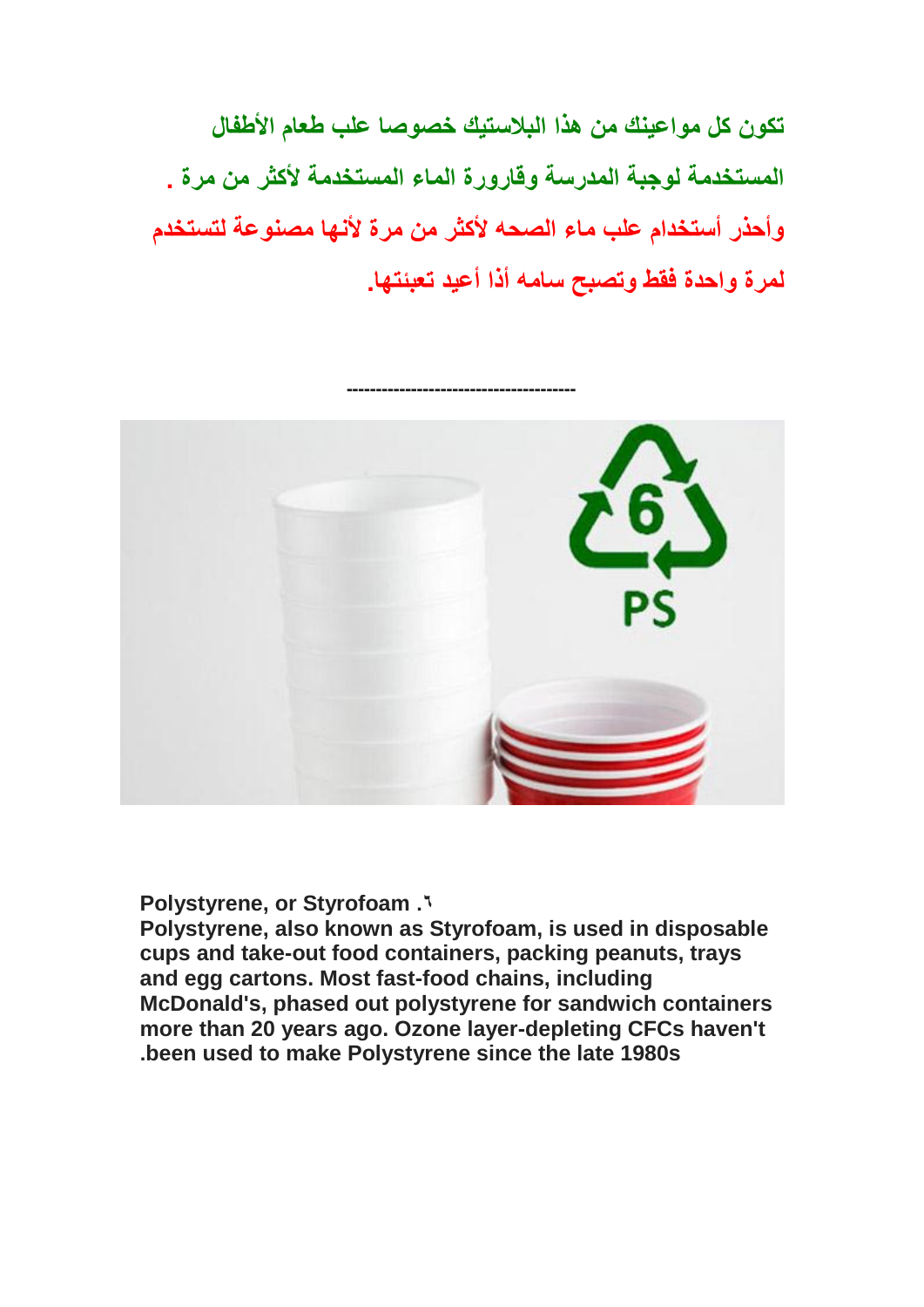تكون كل مواعينك من هذا البلاستيك خصوصا علب طعام الأطفال المستخدمة لوجبة المدرسة وقارورة الماء المستخدمة لأكثر من مرة .

وأحذر أستخدام علب ماء الصحه لأكثر من مرة لأنها مصنوعة لتستخدم لمرة واحدة فقط وتصبح سامه أذا أعيد تعبئتها.

-------------------------------------

**٦. Polystyrene, or Styrofoam**

**Polystyrene, also known as Styrofoam, is used in disposable cups and take-out food containers, packing peanuts, trays and egg cartons. Most fast-food chains, including McDonald's, phased out polystyrene for sandwich containers more than 20 years ago. Ozone layer-depleting CFCs haven't been used to make Polystyrene since the late 1980s.**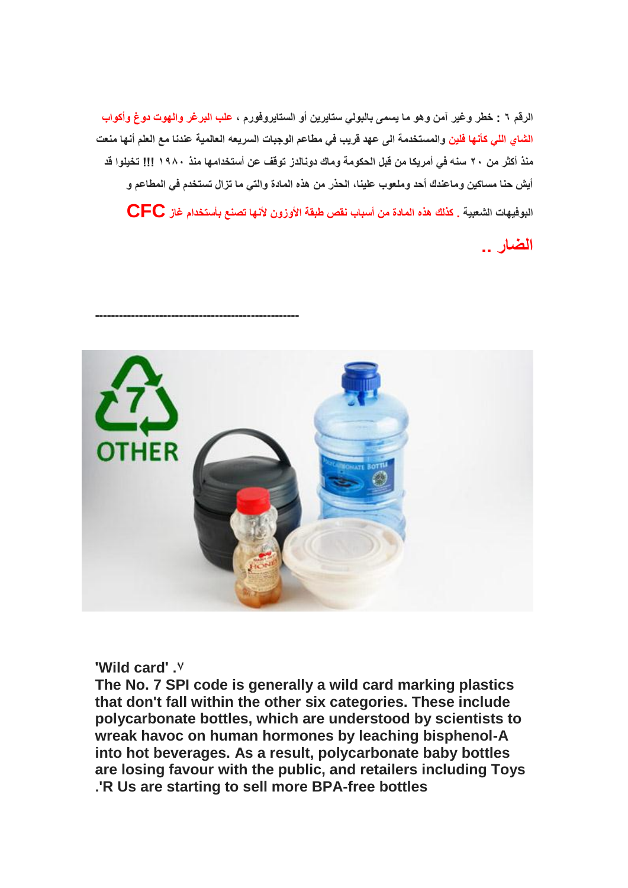**الرقم ٦ : خطر وغير آمن وهو ما يسمى بالبولي ستايرين أو الستايروفورم ، علب البرغر والهوت دوغ وأكواب الشاي اللي كأنها فلين والمستخدمة الى عهد قريب في مطاعم الوجبات السريعه العالمية عندنا مع العلم أنها منعت منذ أكثر من ٢٠ سنه في أمريكا من قبل الحكومة وماك دونالدز توقف عن أستخدامها منذ ١٩٨٠ !!! تخيلوا قد أيش حنا مساكين وماعندك أحد وملعوب علينا، الحذر من هذه المادة والتي ما تزال تستخدم في المطاعم و البوفيهات الشعبية . كذلك هذه المادة من أسباب نقص طبقة الأوزون لأنها تصنع بأستخدام غاز CFC الضار ..**

---------------------------------------------------

**٧. 'Wild card'**
**The No. 7 SPI code is generally a wild card marking plastics that don't fall within the other six categories. These include polycarbonate bottles, which are understood by scientists to wreak havoc on human hormones by leaching bisphenol-A into hot beverages. As a result, polycarbonate baby bottles are losing favour with the public, and retailers including Toys 'R Us are starting to sell more BPA-free bottles.**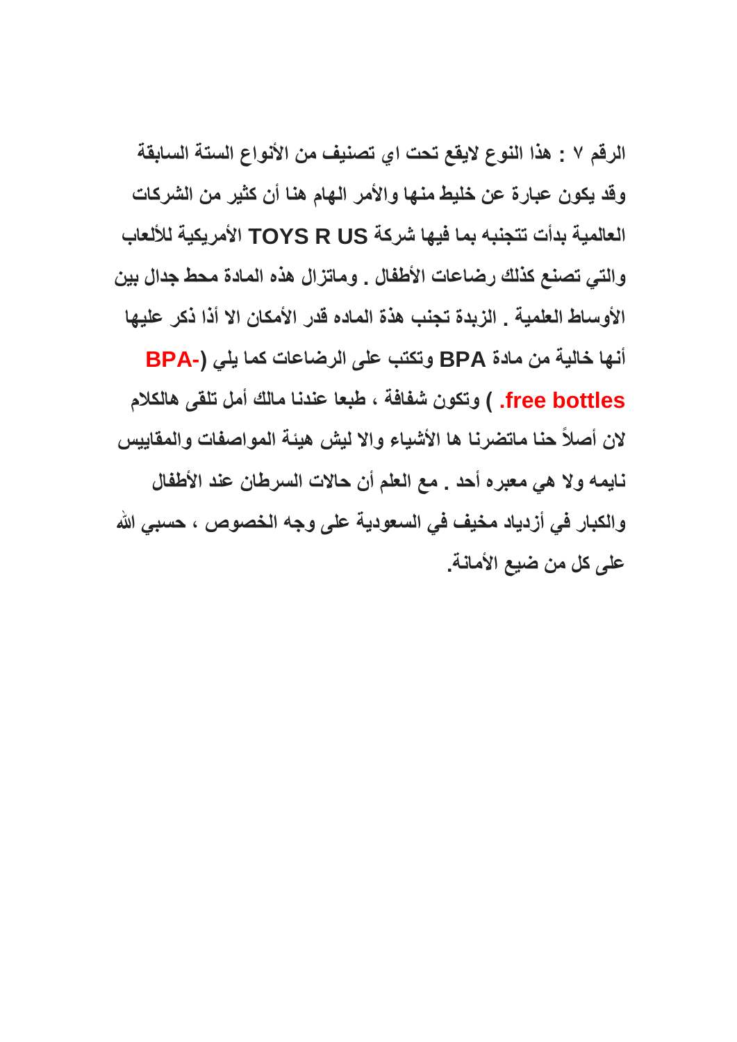**الرقم ٧ : هذا النوع لايقع تحت اي تصنيف من الأنواع الستة السابقة وقد يكون عبارة عن خليط منها والأمر الهام هنا أن كثير من الشركات العالمية بدأت تتجنبه بما فيها شركة TOYS R US الأمريكية للألعاب والتي تصنع كذلك رضاعات الأطفال . وماتزال هذه المادة محط جدال بين الأوساط العلمية . الزبدة تجنب هذة الماده قدر الأمكان الا أذا ذكر عليها أنها خالية من مادة BPA وتكتب على الرضاعات كما يلي (BPA-free bottles.) وتكون شفافة ، طبعا عندنا مالك أمل تلقى هالكلام لان أصلاً حنا ماتضرنا ها الأشياء والا ليش هيئة المواصفات والمقاييس نايمه ولا هي معبره أحد . مع العلم أن حالات السرطان عند الأطفال والكبار في أزدياد مخيف في السعودية على وجه الخصوص ، حسبي الله على كل من ضيع الأمانة.**